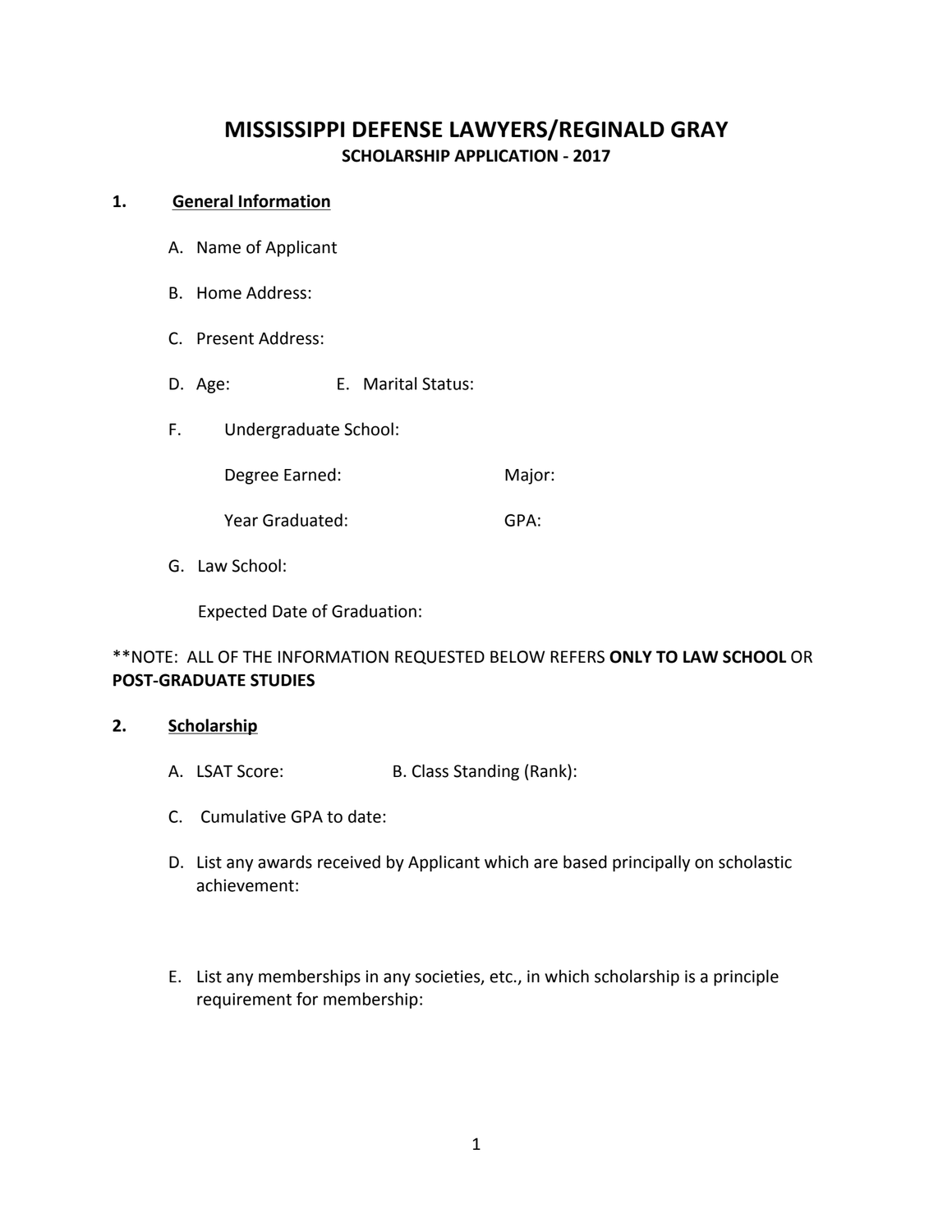# MISSISSIPPI DEFENSE LAWYERS/REGINALD GRAY

## SCHOLARSHIP APPLICATION - 2017

**1. <u>General Information</u>**

A. Name of Applicant

B. Home Address:

C. Present Address:

D. Age: E. Marital Status:

F. Undergraduate School:

Degree Earned: Major:

Year Graduated: GPA:

G. Law School:

Expected Date of Graduation:

**NOTE: ALL OF THE INFORMATION REQUESTED BELOW REFERS **ONLY TO LAW SCHOOL** OR **POST-GRADUATE STUDIES**

**2. <u>Scholarship</u>**

A. LSAT Score: B. Class Standing (Rank):

C. Cumulative GPA to date:

D. List any awards received by Applicant which are based principally on scholastic achievement:

E. List any memberships in any societies, etc., in which scholarship is a principle requirement for membership: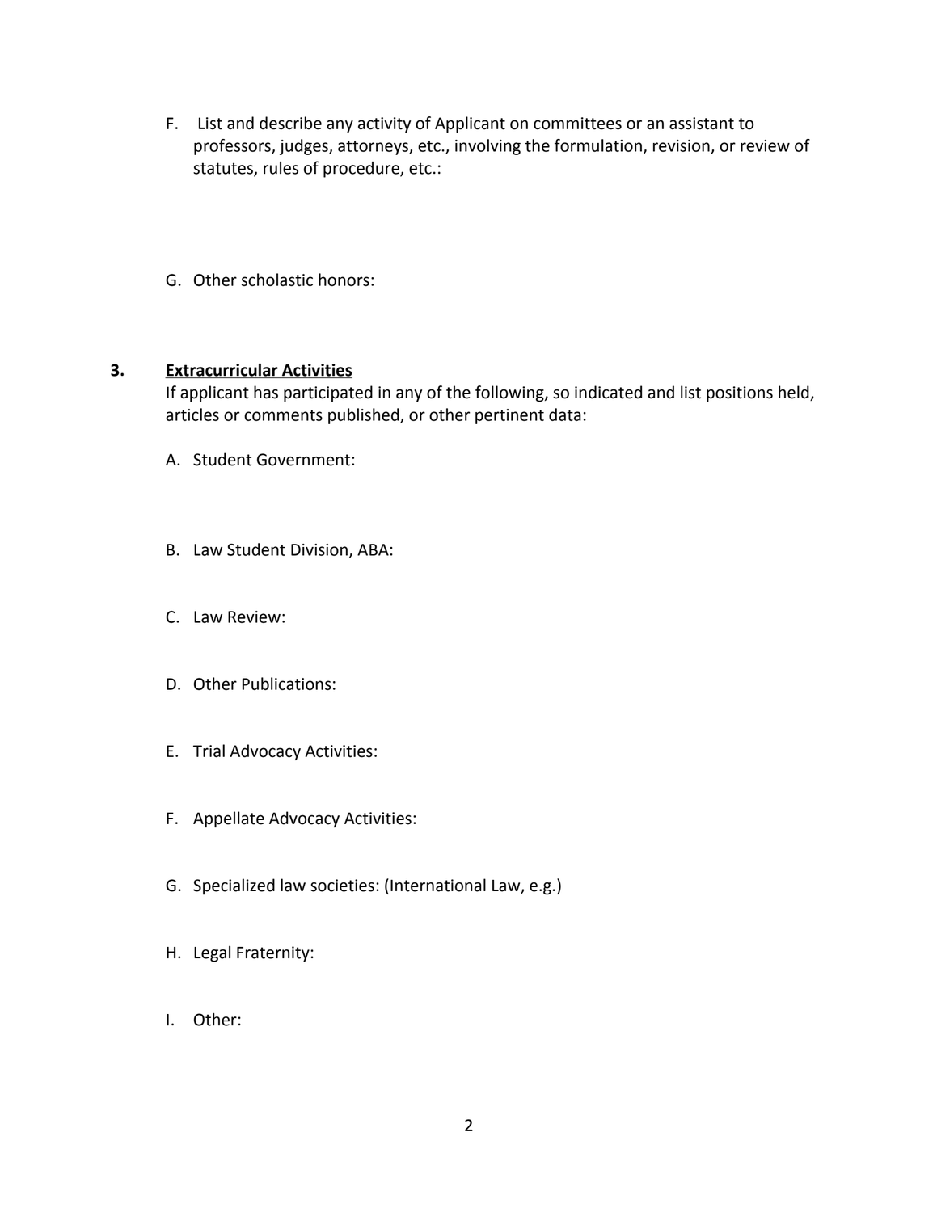F. List and describe any activity of Applicant on committees or an assistant to professors, judges, attorneys, etc., involving the formulation, revision, or review of statutes, rules of procedure, etc.:

G. Other scholastic honors:

**3. Extracurricular Activities**

If applicant has participated in any of the following, so indicated and list positions held, articles or comments published, or other pertinent data:

A. Student Government:

B. Law Student Division, ABA:

C. Law Review:

D. Other Publications:

E. Trial Advocacy Activities:

F. Appellate Advocacy Activities:

G. Specialized law societies: (International Law, e.g.)

H. Legal Fraternity:

I. Other: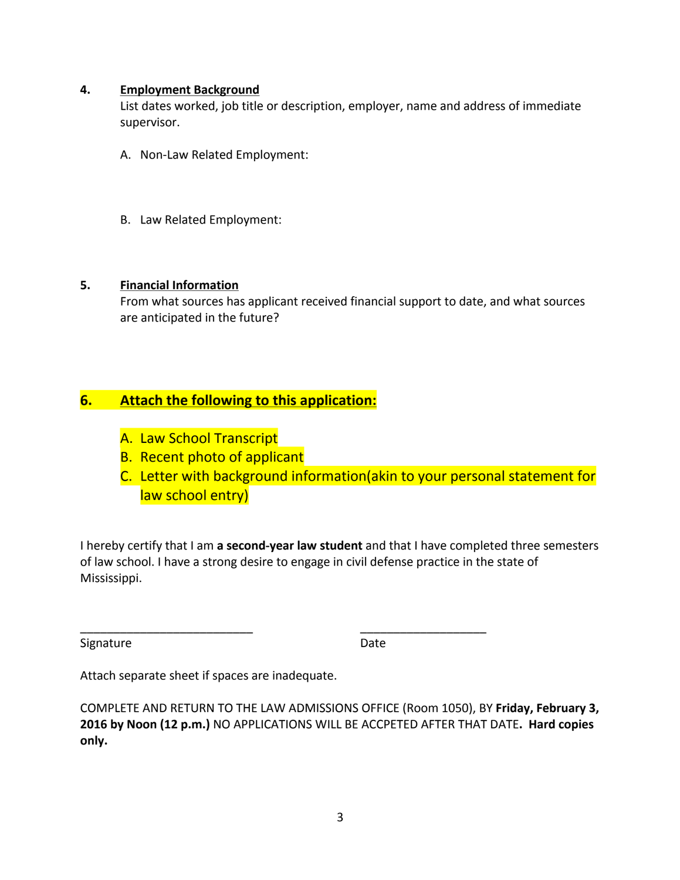4. **Employment Background**

List dates worked, job title or description, employer, name and address of immediate supervisor.

A. Non-Law Related Employment:

B. Law Related Employment:

5. **Financial Information**

From what sources has applicant received financial support to date, and what sources are anticipated in the future?

6. **Attach the following to this application:**

A. Law School Transcript
B. Recent photo of applicant
C. Letter with background information(akin to your personal statement for law school entry)

I hereby certify that I am **a second-year law student** and that I have completed three semesters of law school. I have a strong desire to engage in civil defense practice in the state of Mississippi.

___________________________ Signature

___________________ Date

Attach separate sheet if spaces are inadequate.

COMPLETE AND RETURN TO THE LAW ADMISSIONS OFFICE (Room 1050), BY **Friday, February 3, 2016 by Noon (12 p.m.)** NO APPLICATIONS WILL BE ACCPETED AFTER THAT DATE**. Hard copies only.**